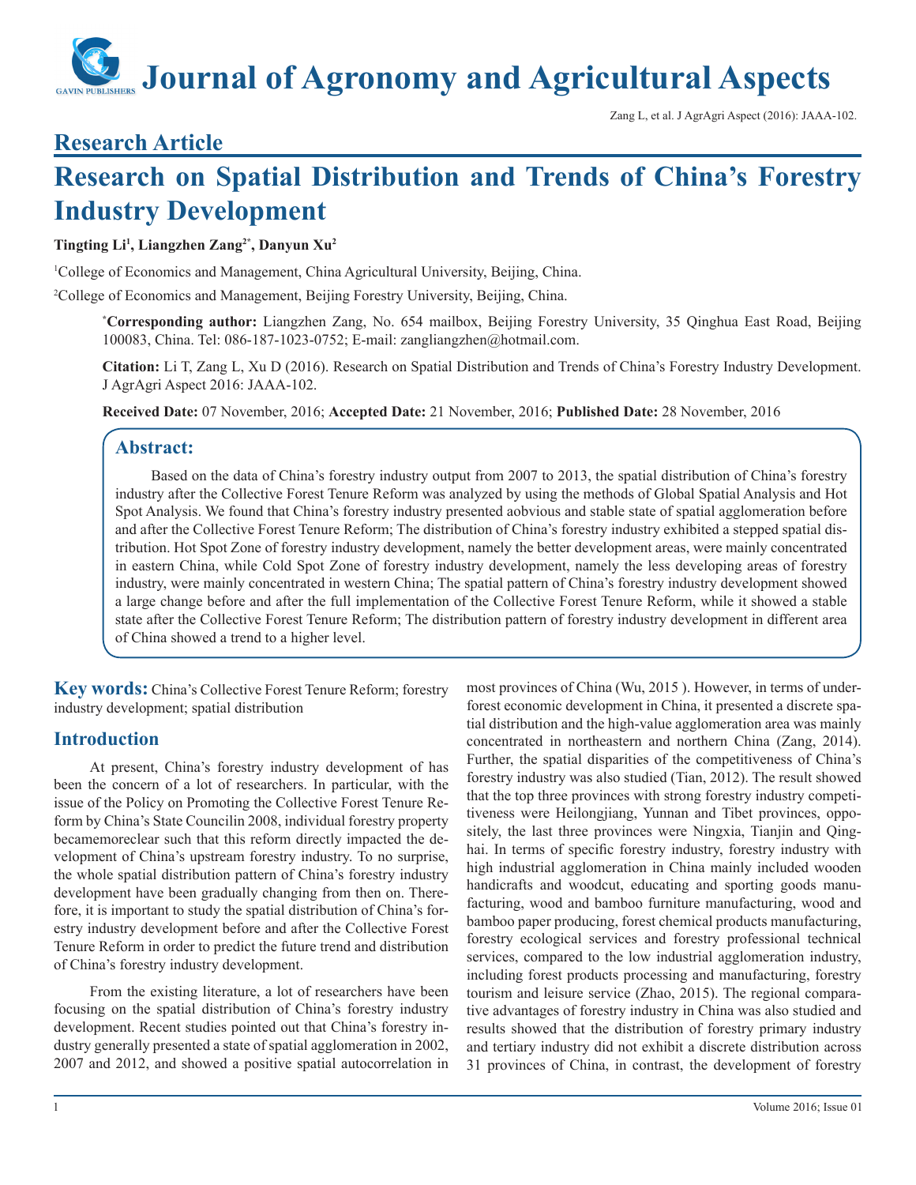# Journal of Agronomy and Agricultural Aspects

## Research Article

# Research on Spatial Distribution and Trends of China's Forestry Industry Development

**Tingting Li[1], Liangzhen Zang[2*], Danyun Xu[2]**

[1]College of Economics and Management, China Agricultural University, Beijing, China.

[2]College of Economics and Management, Beijing Forestry University, Beijing, China.

***Corresponding author:** Liangzhen Zang, No. 654 mailbox, Beijing Forestry University, 35 Qinghua East Road, Beijing 100083, China. Tel: 086-187-1023-0752; E-mail: zangliangzhen@hotmail.com.

**Citation:** Li T, Zang L, Xu D (2016). Research on Spatial Distribution and Trends of China's Forestry Industry Development. J AgrAgri Aspect 2016: JAAA-102.

**Received Date:** 07 November, 2016; **Accepted Date:** 21 November, 2016; **Published Date:** 28 November, 2016

## Abstract:

Based on the data of China's forestry industry output from 2007 to 2013, the spatial distribution of China's forestry industry after the Collective Forest Tenure Reform was analyzed by using the methods of Global Spatial Analysis and Hot Spot Analysis. We found that China's forestry industry presented aobvious and stable state of spatial agglomeration before and after the Collective Forest Tenure Reform; The distribution of China's forestry industry exhibited a stepped spatial distribution. Hot Spot Zone of forestry industry development, namely the better development areas, were mainly concentrated in eastern China, while Cold Spot Zone of forestry industry development, namely the less developing areas of forestry industry, were mainly concentrated in western China; The spatial pattern of China's forestry industry development showed a large change before and after the full implementation of the Collective Forest Tenure Reform, while it showed a stable state after the Collective Forest Tenure Reform; The distribution pattern of forestry industry development in different area of China showed a trend to a higher level.

**Key words:** China's Collective Forest Tenure Reform; forestry industry development; spatial distribution

## Introduction

At present, China's forestry industry development of has been the concern of a lot of researchers. In particular, with the issue of the Policy on Promoting the Collective Forest Tenure Reform by China's State Councilin 2008, individual forestry property becamemoreclear such that this reform directly impacted the development of China's upstream forestry industry. To no surprise, the whole spatial distribution pattern of China's forestry industry development have been gradually changing from then on. Therefore, it is important to study the spatial distribution of China's forestry industry development before and after the Collective Forest Tenure Reform in order to predict the future trend and distribution of China's forestry industry development.

From the existing literature, a lot of researchers have been focusing on the spatial distribution of China's forestry industry development. Recent studies pointed out that China's forestry industry generally presented a state of spatial agglomeration in 2002, 2007 and 2012, and showed a positive spatial autocorrelation in most provinces of China (Wu, 2015 ). However, in terms of under-forest economic development in China, it presented a discrete spatial distribution and the high-value agglomeration area was mainly concentrated in northeastern and northern China (Zang, 2014). Further, the spatial disparities of the competitiveness of China's forestry industry was also studied (Tian, 2012). The result showed that the top three provinces with strong forestry industry competitiveness were Heilongjiang, Yunnan and Tibet provinces, oppositely, the last three provinces were Ningxia, Tianjin and Qinghai. In terms of specific forestry industry, forestry industry with high industrial agglomeration in China mainly included wooden handicrafts and woodcut, educating and sporting goods manufacturing, wood and bamboo furniture manufacturing, wood and bamboo paper producing, forest chemical products manufacturing, forestry ecological services and forestry professional technical services, compared to the low industrial agglomeration industry, including forest products processing and manufacturing, forestry tourism and leisure service (Zhao, 2015). The regional comparative advantages of forestry industry in China was also studied and results showed that the distribution of forestry primary industry and tertiary industry did not exhibit a discrete distribution across 31 provinces of China, in contrast, the development of forestry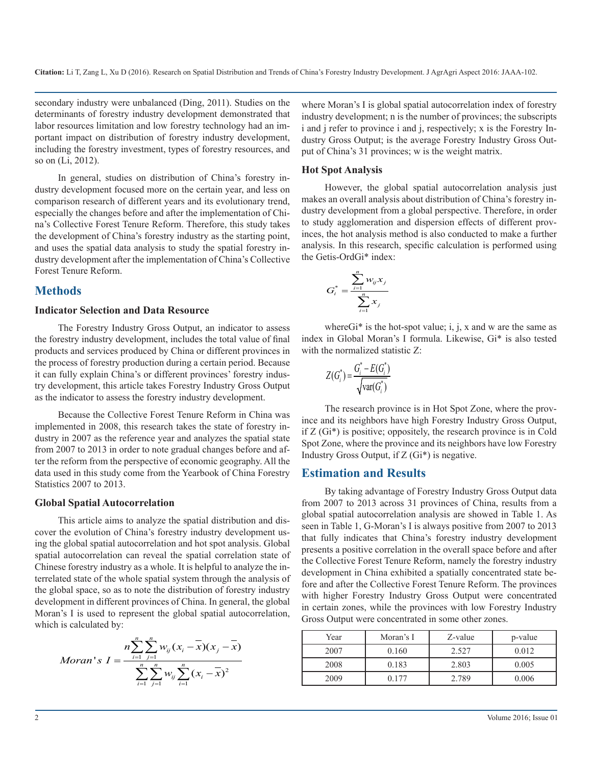secondary industry were unbalanced (Ding, 2011). Studies on the determinants of forestry industry development demonstrated that labor resources limitation and low forestry technology had an important impact on distribution of forestry industry development, including the forestry investment, types of forestry resources, and so on (Li, 2012).

In general, studies on distribution of China's forestry industry development focused more on the certain year, and less on comparison research of different years and its evolutionary trend, especially the changes before and after the implementation of China's Collective Forest Tenure Reform. Therefore, this study takes the development of China's forestry industry as the starting point, and uses the spatial data analysis to study the spatial forestry industry development after the implementation of China's Collective Forest Tenure Reform.

## Methods

### Indicator Selection and Data Resource

The Forestry Industry Gross Output, an indicator to assess the forestry industry development, includes the total value of final products and services produced by China or different provinces in the process of forestry production during a certain period. Because it can fully explain China's or different provinces' forestry industry development, this article takes Forestry Industry Gross Output as the indicator to assess the forestry industry development.

Because the Collective Forest Tenure Reform in China was implemented in 2008, this research takes the state of forestry industry in 2007 as the reference year and analyzes the spatial state from 2007 to 2013 in order to note gradual changes before and after the reform from the perspective of economic geography. All the data used in this study come from the Yearbook of China Forestry Statistics 2007 to 2013.

### Global Spatial Autocorrelation

This article aims to analyze the spatial distribution and discover the evolution of China's forestry industry development using the global spatial autocorrelation and hot spot analysis. Global spatial autocorrelation can reveal the spatial correlation state of Chinese forestry industry as a whole. It is helpful to analyze the interrelated state of the whole spatial system through the analysis of the global space, so as to note the distribution of forestry industry development in different provinces of China. In general, the global Moran's I is used to represent the global spatial autocorrelation, which is calculated by:

$$Moran's\ I = \frac{n\sum_{i=1}^{n}\sum_{j=1}^{n} w_{ij}(x_i - \bar{x})(x_j - \bar{x})}{\sum_{i=1}^{n}\sum_{j=1}^{n} w_{ij}\sum_{i=1}^{n}(x_i - \bar{x})^2}$$

where Moran's I is global spatial autocorrelation index of forestry industry development; n is the number of provinces; the subscripts i and j refer to province i and j, respectively; x is the Forestry Industry Gross Output; is the average Forestry Industry Gross Output of China's 31 provinces; w is the weight matrix.

### Hot Spot Analysis

However, the global spatial autocorrelation analysis just makes an overall analysis about distribution of China's forestry industry development from a global perspective. Therefore, in order to study agglomeration and dispersion effects of different provinces, the hot analysis method is also conducted to make a further analysis. In this research, specific calculation is performed using the Getis-OrdGi* index:

$$G_i^* = \frac{\sum_{i=1}^{n} w_{ij} x_j}{\sum_{i=1}^{n} x_j}$$

whereGi* is the hot-spot value; i, j, x and w are the same as index in Global Moran's I formula. Likewise, Gi* is also tested with the normalized statistic Z:

$$Z(G_i^*) = \frac{G_i^* - E(G_i^*)}{\sqrt{\mathrm{var}(G_i^*)}}$$

The research province is in Hot Spot Zone, where the province and its neighbors have high Forestry Industry Gross Output, if Z (Gi*) is positive; oppositely, the research province is in Cold Spot Zone, where the province and its neighbors have low Forestry Industry Gross Output, if Z (Gi*) is negative.

## Estimation and Results

By taking advantage of Forestry Industry Gross Output data from 2007 to 2013 across 31 provinces of China, results from a global spatial autocorrelation analysis are showed in Table 1. As seen in Table 1, G-Moran's I is always positive from 2007 to 2013 that fully indicates that China's forestry industry development presents a positive correlation in the overall space before and after the Collective Forest Tenure Reform, namely the forestry industry development in China exhibited a spatially concentrated state before and after the Collective Forest Tenure Reform. The provinces with higher Forestry Industry Gross Output were concentrated in certain zones, while the provinces with low Forestry Industry Gross Output were concentrated in some other zones.

| Year | Moran's I | Z-value | p-value |
|---|---|---|---|
| 2007 | 0.160 | 2.527 | 0.012 |
| 2008 | 0.183 | 2.803 | 0.005 |
| 2009 | 0.177 | 2.789 | 0.006 |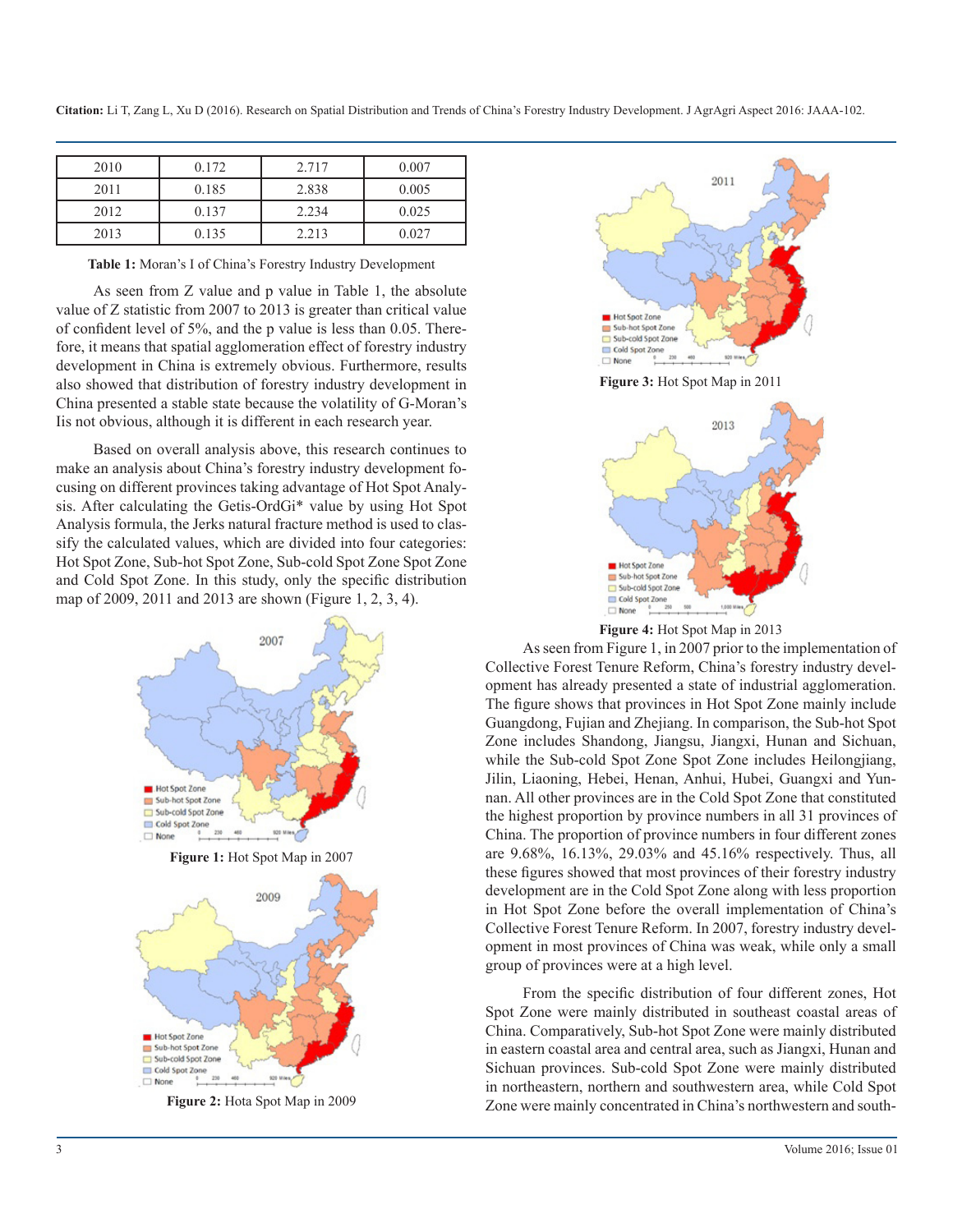| 2010 | 0.172 | 2.717 | 0.007 |
|---|---|---|---|
| 2011 | 0.185 | 2.838 | 0.005 |
| 2012 | 0.137 | 2.234 | 0.025 |
| 2013 | 0.135 | 2.213 | 0.027 |

**Table 1:** Moran's I of China's Forestry Industry Development

As seen from Z value and p value in Table 1, the absolute value of Z statistic from 2007 to 2013 is greater than critical value of confident level of 5%, and the p value is less than 0.05. Therefore, it means that spatial agglomeration effect of forestry industry development in China is extremely obvious. Furthermore, results also showed that distribution of forestry industry development in China presented a stable state because the volatility of G-Moran's Iis not obvious, although it is different in each research year.

Based on overall analysis above, this research continues to make an analysis about China's forestry industry development focusing on different provinces taking advantage of Hot Spot Analysis. After calculating the Getis-OrdGi* value by using Hot Spot Analysis formula, the Jerks natural fracture method is used to classify the calculated values, which are divided into four categories: Hot Spot Zone, Sub-hot Spot Zone, Sub-cold Spot Zone Spot Zone and Cold Spot Zone. In this study, only the specific distribution map of 2009, 2011 and 2013 are shown (Figure 1, 2, 3, 4).

**Figure 1:** Hot Spot Map in 2007

**Figure 2:** Hota Spot Map in 2009

**Figure 3:** Hot Spot Map in 2011

**Figure 4:** Hot Spot Map in 2013

As seen from Figure 1, in 2007 prior to the implementation of Collective Forest Tenure Reform, China's forestry industry development has already presented a state of industrial agglomeration. The figure shows that provinces in Hot Spot Zone mainly include Guangdong, Fujian and Zhejiang. In comparison, the Sub-hot Spot Zone includes Shandong, Jiangsu, Jiangxi, Hunan and Sichuan, while the Sub-cold Spot Zone Spot Zone includes Heilongjiang, Jilin, Liaoning, Hebei, Henan, Anhui, Hubei, Guangxi and Yunnan. All other provinces are in the Cold Spot Zone that constituted the highest proportion by province numbers in all 31 provinces of China. The proportion of province numbers in four different zones are 9.68%, 16.13%, 29.03% and 45.16% respectively. Thus, all these figures showed that most provinces of their forestry industry development are in the Cold Spot Zone along with less proportion in Hot Spot Zone before the overall implementation of China's Collective Forest Tenure Reform. In 2007, forestry industry development in most provinces of China was weak, while only a small group of provinces were at a high level.

From the specific distribution of four different zones, Hot Spot Zone were mainly distributed in southeast coastal areas of China. Comparatively, Sub-hot Spot Zone were mainly distributed in eastern coastal area and central area, such as Jiangxi, Hunan and Sichuan provinces. Sub-cold Spot Zone were mainly distributed in northeastern, northern and southwestern area, while Cold Spot Zone were mainly concentrated in China's northwestern and south-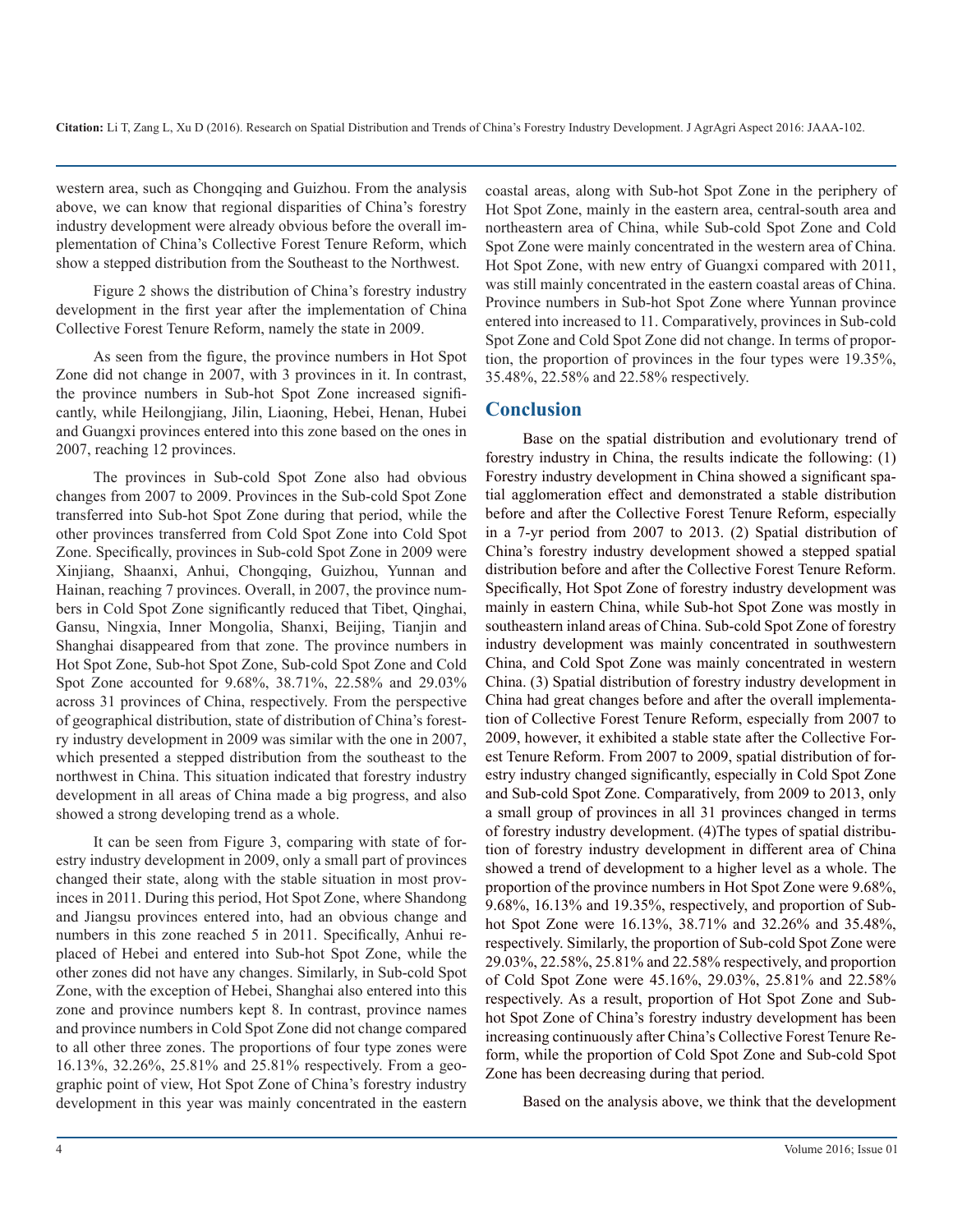western area, such as Chongqing and Guizhou. From the analysis above, we can know that regional disparities of China's forestry industry development were already obvious before the overall implementation of China's Collective Forest Tenure Reform, which show a stepped distribution from the Southeast to the Northwest.

Figure 2 shows the distribution of China's forestry industry development in the first year after the implementation of China Collective Forest Tenure Reform, namely the state in 2009.

As seen from the figure, the province numbers in Hot Spot Zone did not change in 2007, with 3 provinces in it. In contrast, the province numbers in Sub-hot Spot Zone increased significantly, while Heilongjiang, Jilin, Liaoning, Hebei, Henan, Hubei and Guangxi provinces entered into this zone based on the ones in 2007, reaching 12 provinces.

The provinces in Sub-cold Spot Zone also had obvious changes from 2007 to 2009. Provinces in the Sub-cold Spot Zone transferred into Sub-hot Spot Zone during that period, while the other provinces transferred from Cold Spot Zone into Cold Spot Zone. Specifically, provinces in Sub-cold Spot Zone in 2009 were Xinjiang, Shaanxi, Anhui, Chongqing, Guizhou, Yunnan and Hainan, reaching 7 provinces. Overall, in 2007, the province numbers in Cold Spot Zone significantly reduced that Tibet, Qinghai, Gansu, Ningxia, Inner Mongolia, Shanxi, Beijing, Tianjin and Shanghai disappeared from that zone. The province numbers in Hot Spot Zone, Sub-hot Spot Zone, Sub-cold Spot Zone and Cold Spot Zone accounted for 9.68%, 38.71%, 22.58% and 29.03% across 31 provinces of China, respectively. From the perspective of geographical distribution, state of distribution of China's forestry industry development in 2009 was similar with the one in 2007, which presented a stepped distribution from the southeast to the northwest in China. This situation indicated that forestry industry development in all areas of China made a big progress, and also showed a strong developing trend as a whole.

It can be seen from Figure 3, comparing with state of forestry industry development in 2009, only a small part of provinces changed their state, along with the stable situation in most provinces in 2011. During this period, Hot Spot Zone, where Shandong and Jiangsu provinces entered into, had an obvious change and numbers in this zone reached 5 in 2011. Specifically, Anhui replaced of Hebei and entered into Sub-hot Spot Zone, while the other zones did not have any changes. Similarly, in Sub-cold Spot Zone, with the exception of Hebei, Shanghai also entered into this zone and province numbers kept 8. In contrast, province names and province numbers in Cold Spot Zone did not change compared to all other three zones. The proportions of four type zones were 16.13%, 32.26%, 25.81% and 25.81% respectively. From a geographic point of view, Hot Spot Zone of China's forestry industry development in this year was mainly concentrated in the eastern coastal areas, along with Sub-hot Spot Zone in the periphery of Hot Spot Zone, mainly in the eastern area, central-south area and northeastern area of China, while Sub-cold Spot Zone and Cold Spot Zone were mainly concentrated in the western area of China. Hot Spot Zone, with new entry of Guangxi compared with 2011, was still mainly concentrated in the eastern coastal areas of China. Province numbers in Sub-hot Spot Zone where Yunnan province entered into increased to 11. Comparatively, provinces in Sub-cold Spot Zone and Cold Spot Zone did not change. In terms of proportion, the proportion of provinces in the four types were 19.35%, 35.48%, 22.58% and 22.58% respectively.

## Conclusion

Base on the spatial distribution and evolutionary trend of forestry industry in China, the results indicate the following: (1) Forestry industry development in China showed a significant spatial agglomeration effect and demonstrated a stable distribution before and after the Collective Forest Tenure Reform, especially in a 7-yr period from 2007 to 2013. (2) Spatial distribution of China's forestry industry development showed a stepped spatial distribution before and after the Collective Forest Tenure Reform. Specifically, Hot Spot Zone of forestry industry development was mainly in eastern China, while Sub-hot Spot Zone was mostly in southeastern inland areas of China. Sub-cold Spot Zone of forestry industry development was mainly concentrated in southwestern China, and Cold Spot Zone was mainly concentrated in western China. (3) Spatial distribution of forestry industry development in China had great changes before and after the overall implementation of Collective Forest Tenure Reform, especially from 2007 to 2009, however, it exhibited a stable state after the Collective Forest Tenure Reform. From 2007 to 2009, spatial distribution of forestry industry changed significantly, especially in Cold Spot Zone and Sub-cold Spot Zone. Comparatively, from 2009 to 2013, only a small group of provinces in all 31 provinces changed in terms of forestry industry development. (4)The types of spatial distribution of forestry industry development in different area of China showed a trend of development to a higher level as a whole. The proportion of the province numbers in Hot Spot Zone were 9.68%, 9.68%, 16.13% and 19.35%, respectively, and proportion of Sub-hot Spot Zone were 16.13%, 38.71% and 32.26% and 35.48%, respectively. Similarly, the proportion of Sub-cold Spot Zone were 29.03%, 22.58%, 25.81% and 22.58% respectively, and proportion of Cold Spot Zone were 45.16%, 29.03%, 25.81% and 22.58% respectively. As a result, proportion of Hot Spot Zone and Sub-hot Spot Zone of China's forestry industry development has been increasing continuously after China's Collective Forest Tenure Reform, while the proportion of Cold Spot Zone and Sub-cold Spot Zone has been decreasing during that period.

Based on the analysis above, we think that the development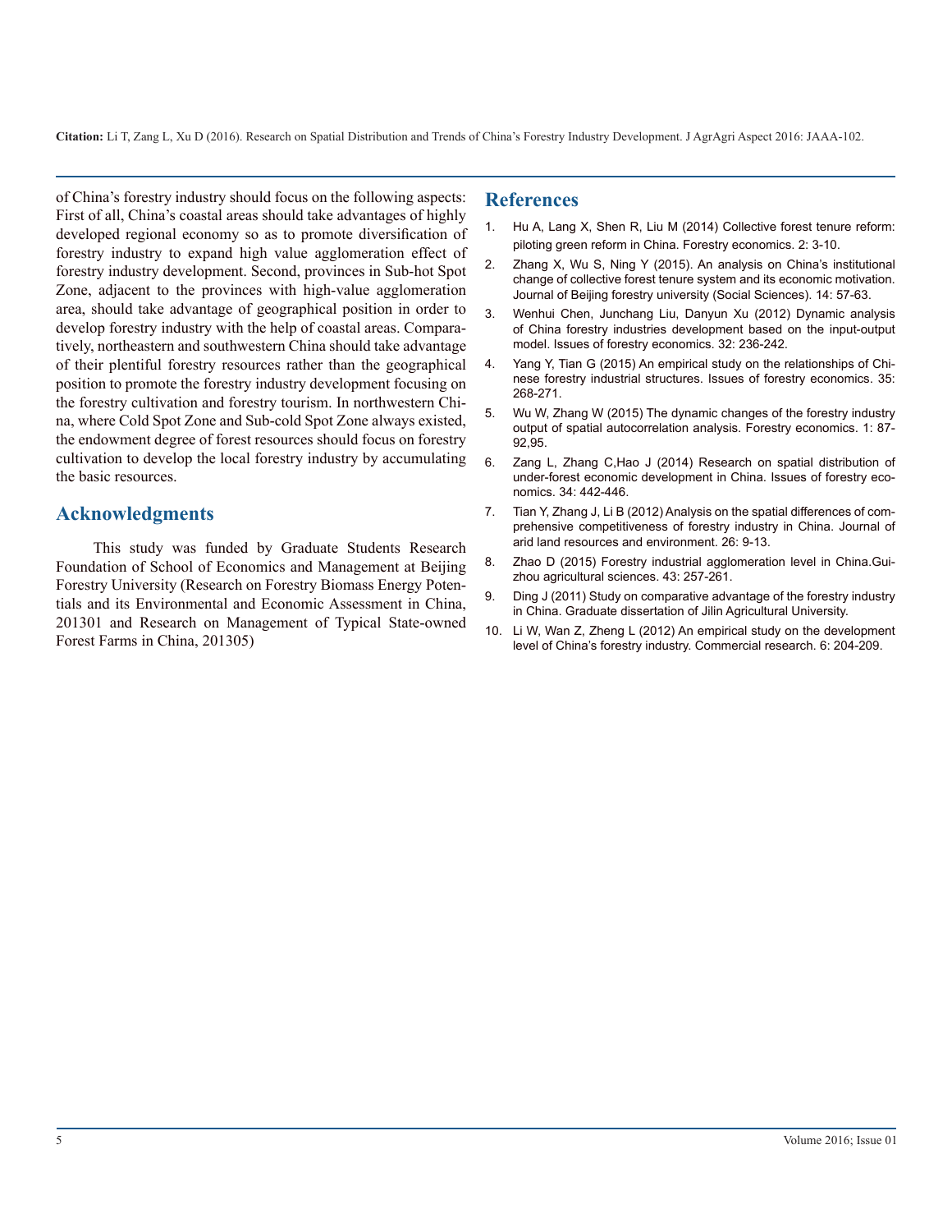of China's forestry industry should focus on the following aspects: First of all, China's coastal areas should take advantages of highly developed regional economy so as to promote diversification of forestry industry to expand high value agglomeration effect of forestry industry development. Second, provinces in Sub-hot Spot Zone, adjacent to the provinces with high-value agglomeration area, should take advantage of geographical position in order to develop forestry industry with the help of coastal areas. Comparatively, northeastern and southwestern China should take advantage of their plentiful forestry resources rather than the geographical position to promote the forestry industry development focusing on the forestry cultivation and forestry tourism. In northwestern China, where Cold Spot Zone and Sub-cold Spot Zone always existed, the endowment degree of forest resources should focus on forestry cultivation to develop the local forestry industry by accumulating the basic resources.

## Acknowledgments

This study was funded by Graduate Students Research Foundation of School of Economics and Management at Beijing Forestry University (Research on Forestry Biomass Energy Potentials and its Environmental and Economic Assessment in China, 201301 and Research on Management of Typical State-owned Forest Farms in China, 201305)

## References

1. Hu A, Lang X, Shen R, Liu M (2014) Collective forest tenure reform: piloting green reform in China. Forestry economics. 2: 3-10.
2. Zhang X, Wu S, Ning Y (2015). An analysis on China's institutional change of collective forest tenure system and its economic motivation. Journal of Beijing forestry university (Social Sciences). 14: 57-63.
3. Wenhui Chen, Junchang Liu, Danyun Xu (2012) Dynamic analysis of China forestry industries development based on the input-output model. Issues of forestry economics. 32: 236-242.
4. Yang Y, Tian G (2015) An empirical study on the relationships of Chinese forestry industrial structures. Issues of forestry economics. 35: 268-271.
5. Wu W, Zhang W (2015) The dynamic changes of the forestry industry output of spatial autocorrelation analysis. Forestry economics. 1: 87-92,95.
6. Zang L, Zhang C,Hao J (2014) Research on spatial distribution of under-forest economic development in China. Issues of forestry economics. 34: 442-446.
7. Tian Y, Zhang J, Li B (2012) Analysis on the spatial differences of comprehensive competitiveness of forestry industry in China. Journal of arid land resources and environment. 26: 9-13.
8. Zhao D (2015) Forestry industrial agglomeration level in China.Guizhou agricultural sciences. 43: 257-261.
9. Ding J (2011) Study on comparative advantage of the forestry industry in China. Graduate dissertation of Jilin Agricultural University.
10. Li W, Wan Z, Zheng L (2012) An empirical study on the development level of China's forestry industry. Commercial research. 6: 204-209.